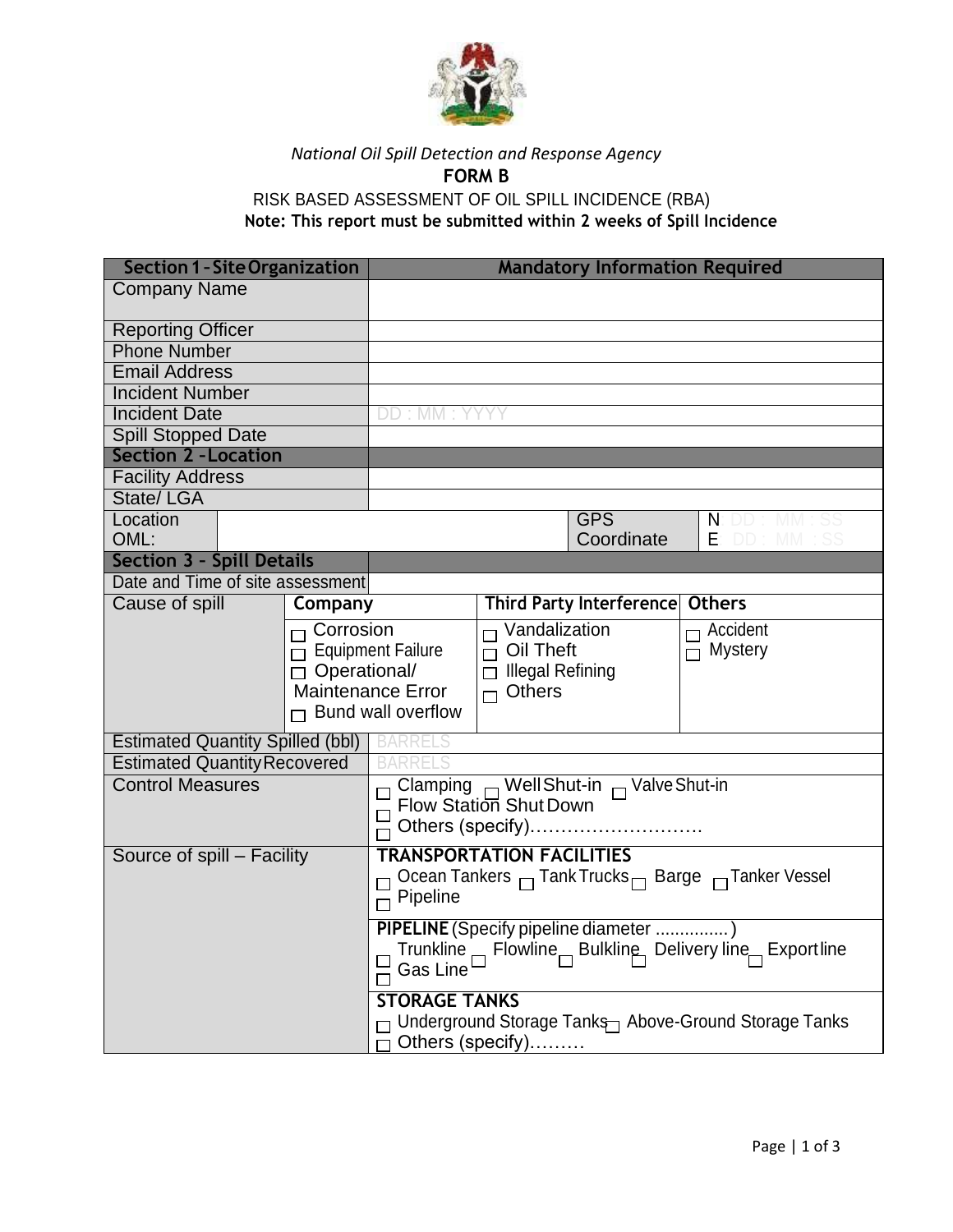*National Oil Spill Detection and Response Agency*

**FORM B**

RISK BASED ASSESSMENT OF OIL SPILL INCIDENCE (RBA)

**Note: This report must be submitted within 2 weeks of Spill Incidence**

| **Section 1 - Site Organization** | | **Mandatory Information Required** | | | |
|---|---|---|---|---|---|
| Company Name | | | | | |
| Reporting Officer | | | | | |
| Phone Number | | | | | |
| Email Address | | | | | |
| Incident Number | | | | | |
| Incident Date | | DD : MM : YYYY | | | |
| Spill Stopped Date | | | | | |
| **Section 2 - Location** | | | | | |
| Facility Address | | | | | |
| State/ LGA | | | | | |
| Location OML: | | | | GPS Coordinate | N DD : MM : SS E DD : MM : SS |
| **Section 3 - Spill Details** | | | | | |
| Date and Time of site assessment | | | | | |
| Cause of spill | **Company** | | **Third Party Interference** | | **Others** |
| | ☐ Corrosion ☐ Equipment Failure ☐ Operational/ Maintenance Error ☐ Bund wall overflow | | ☐ Vandalization ☐ Oil Theft ☐ Illegal Refining ☐ Others | | ☐ Accident ☐ Mystery |
| Estimated Quantity Spilled (bbl) | | BARRELS | | | |
| Estimated Quantity Recovered | | BARRELS | | | |
| Control Measures | | ☐ Clamping ☐ Well Shut-in ☐ Valve Shut-in ☐ Flow Station Shut Down ☐ Others (specify)………………………… | | | |
| Source of spill – Facility | | **TRANSPORTATION FACILITIES** ☐ Ocean Tankers ☐ Tank Trucks ☐ Barge ☐ Tanker Vessel ☐ Pipeline | | | |
| | | **PIPELINE** (Specify pipeline diameter ...............) ☐ Trunkline ☐ Flowline ☐ Bulkline ☐ Delivery line ☐ Export line ☐ Gas Line | | | |
| | | **STORAGE TANKS** ☐ Underground Storage Tanks ☐ Above-Ground Storage Tanks ☐ Others (specify)……… | | | |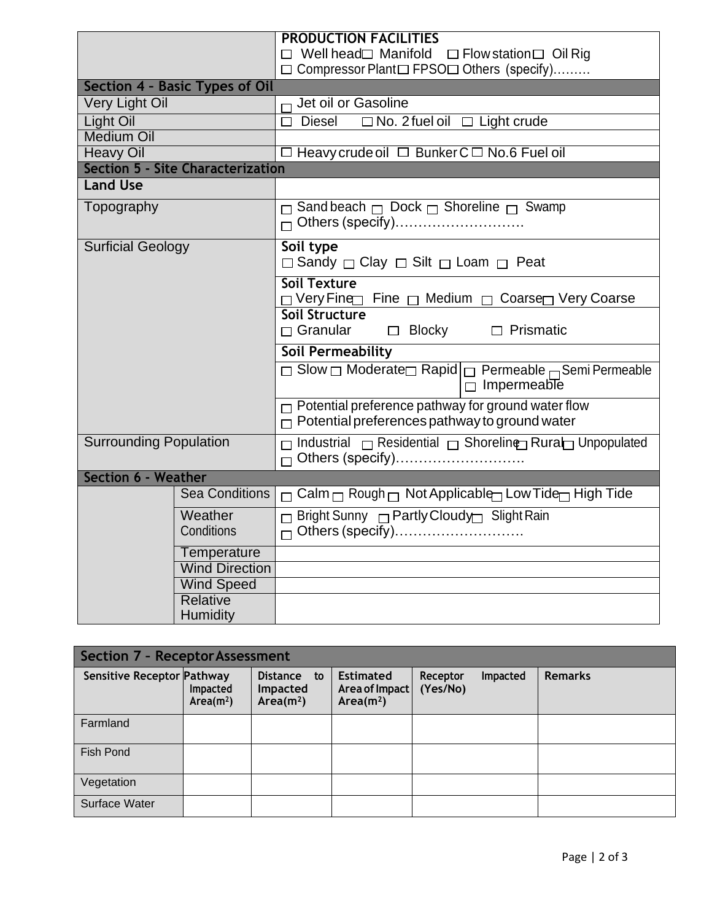|  | **PRODUCTION FACILITIES**<br>☐ Well head☐ Manifold ☐ Flow station☐ Oil Rig<br>☐ Compressor Plant☐ FPSO☐ Others (specify)……… |
|---|---|
| **Section 4 – Basic Types of Oil** | |
| Very Light Oil | ☐ Jet oil or Gasoline |
| Light Oil | ☐ Diesel ☐ No. 2 fuel oil ☐ Light crude |
| Medium Oil | |
| Heavy Oil | ☐ Heavy crude oil ☐ Bunker C ☐ No.6 Fuel oil |
| **Section 5 - Site Characterization** | |
| **Land Use** | |
| Topography | ☐ Sand beach ☐ Dock ☐ Shoreline ☐ Swamp<br>☐ Others (specify)………………………. |
| Surficial Geology | **Soil type**<br>☐ Sandy ☐ Clay ☐ Silt ☐ Loam ☐ Peat |
| | **Soil Texture**<br>☐ Very Fine☐ Fine ☐ Medium ☐ Coarse☐ Very Coarse |
| | **Soil Structure**<br>☐ Granular ☐ Blocky ☐ Prismatic |
| | **Soil Permeability** |
| | ☐ Slow ☐ Moderate☐ Rapid \| ☐ Permeable ☐ Semi Permeable ☐ Impermeable |
| | ☐ Potential preference pathway for ground water flow<br>☐ Potential preferences pathway to ground water |
| Surrounding Population | ☐ Industrial ☐ Residential ☐ Shoreline☐ Rural☐ Unpopulated<br>☐ Others (specify)………………………. |
| **Section 6 - Weather** | |
| Sea Conditions | ☐ Calm ☐ Rough ☐ Not Applicable☐ Low Tide☐ High Tide |
| Weather Conditions | ☐ Bright Sunny ☐ Partly Cloudy☐ Slight Rain<br>☐ Others (specify)………………………. |
| Temperature | |
| Wind Direction | |
| Wind Speed | |
| Relative Humidity | |

| **Section 7 – Receptor Assessment** | | | | | |
|---|---|---|---|---|---|
| **Sensitive Receptor** | **Pathway Impacted Area($m^2$)** | **Distance to Impacted Area($m^2$)** | **Estimated Area of Impact Area($m^2$)** | **Receptor Impacted (Yes/No)** | **Remarks** |
| Farmland | | | | | |
| Fish Pond | | | | | |
| Vegetation | | | | | |
| Surface Water | | | | | |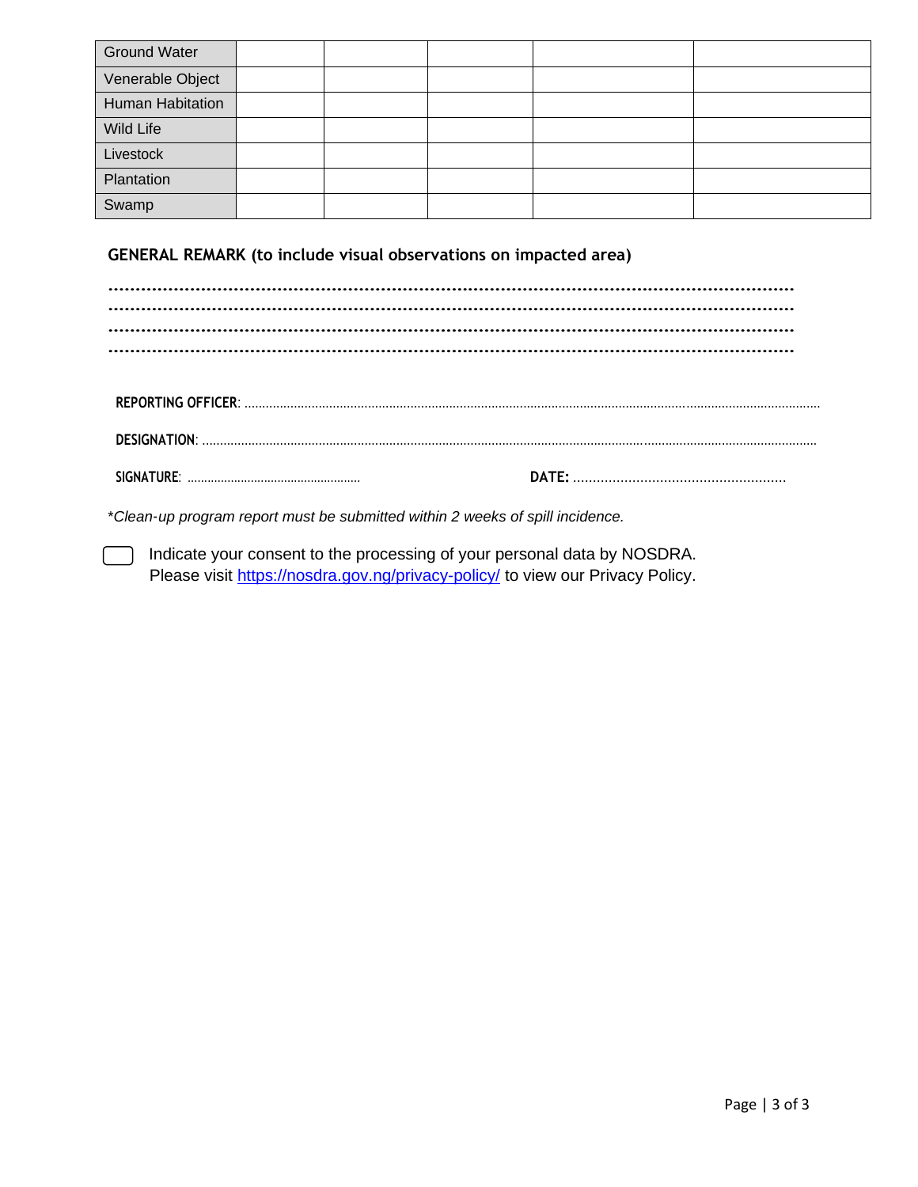| | | | | | |
|---|---|---|---|---|---|
| Ground Water | | | | | |
| Venerable Object | | | | | |
| Human Habitation | | | | | |
| Wild Life | | | | | |
| Livestock | | | | | |
| Plantation | | | | | |
| Swamp | | | | | |

**GENERAL REMARK (to include visual observations on impacted area)**

..........................................................................................................................
..........................................................................................................................
..........................................................................................................................
..........................................................................................................................

**REPORTING OFFICER**: ..........................................................................................................................

**DESIGNATION**: ..........................................................................................................................

**SIGNATURE**: .................................................. **DATE:** ....................................................

*\*Clean-up program report must be submitted within 2 weeks of spill incidence.*

☐ Indicate your consent to the processing of your personal data by NOSDRA. Please visit https://nosdra.gov.ng/privacy-policy/ to view our Privacy Policy.